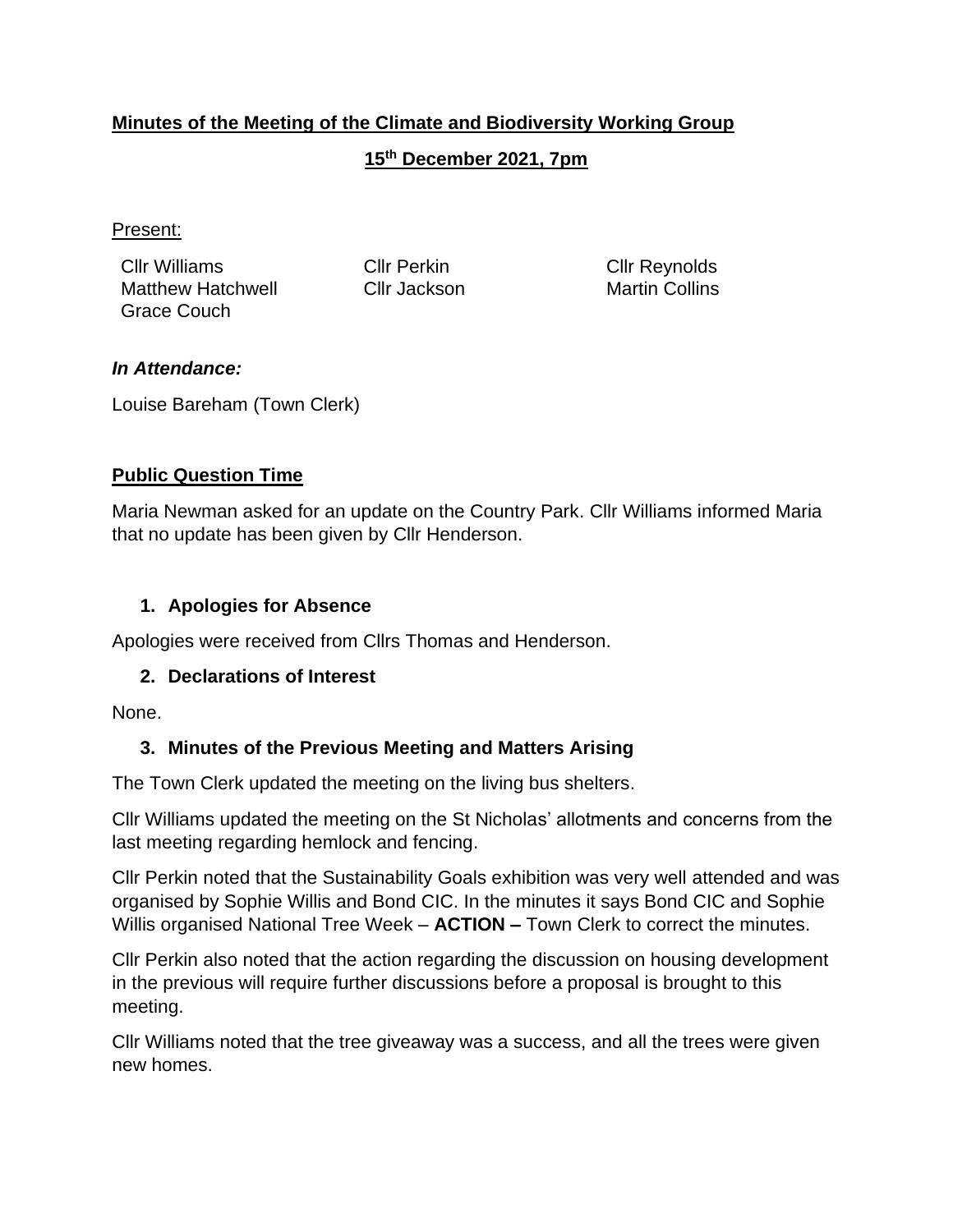**Minutes of the Meeting of the Climate and Biodiversity Working Group**

**15th December 2021, 7pm**

Present:

| | | |
|---|---|---|
| Cllr Williams | Cllr Perkin | Cllr Reynolds |
| Matthew Hatchwell | Cllr Jackson | Martin Collins |
| Grace Couch | | |

***In Attendance:***

Louise Bareham (Town Clerk)

**Public Question Time**

Maria Newman asked for an update on the Country Park. Cllr Williams informed Maria that no update has been given by Cllr Henderson.

1. **Apologies for Absence**

Apologies were received from Cllrs Thomas and Henderson.

2. **Declarations of Interest**

None.

3. **Minutes of the Previous Meeting and Matters Arising**

The Town Clerk updated the meeting on the living bus shelters.

Cllr Williams updated the meeting on the St Nicholas' allotments and concerns from the last meeting regarding hemlock and fencing.

Cllr Perkin noted that the Sustainability Goals exhibition was very well attended and was organised by Sophie Willis and Bond CIC. In the minutes it says Bond CIC and Sophie Willis organised National Tree Week – **ACTION –** Town Clerk to correct the minutes.

Cllr Perkin also noted that the action regarding the discussion on housing development in the previous will require further discussions before a proposal is brought to this meeting.

Cllr Williams noted that the tree giveaway was a success, and all the trees were given new homes.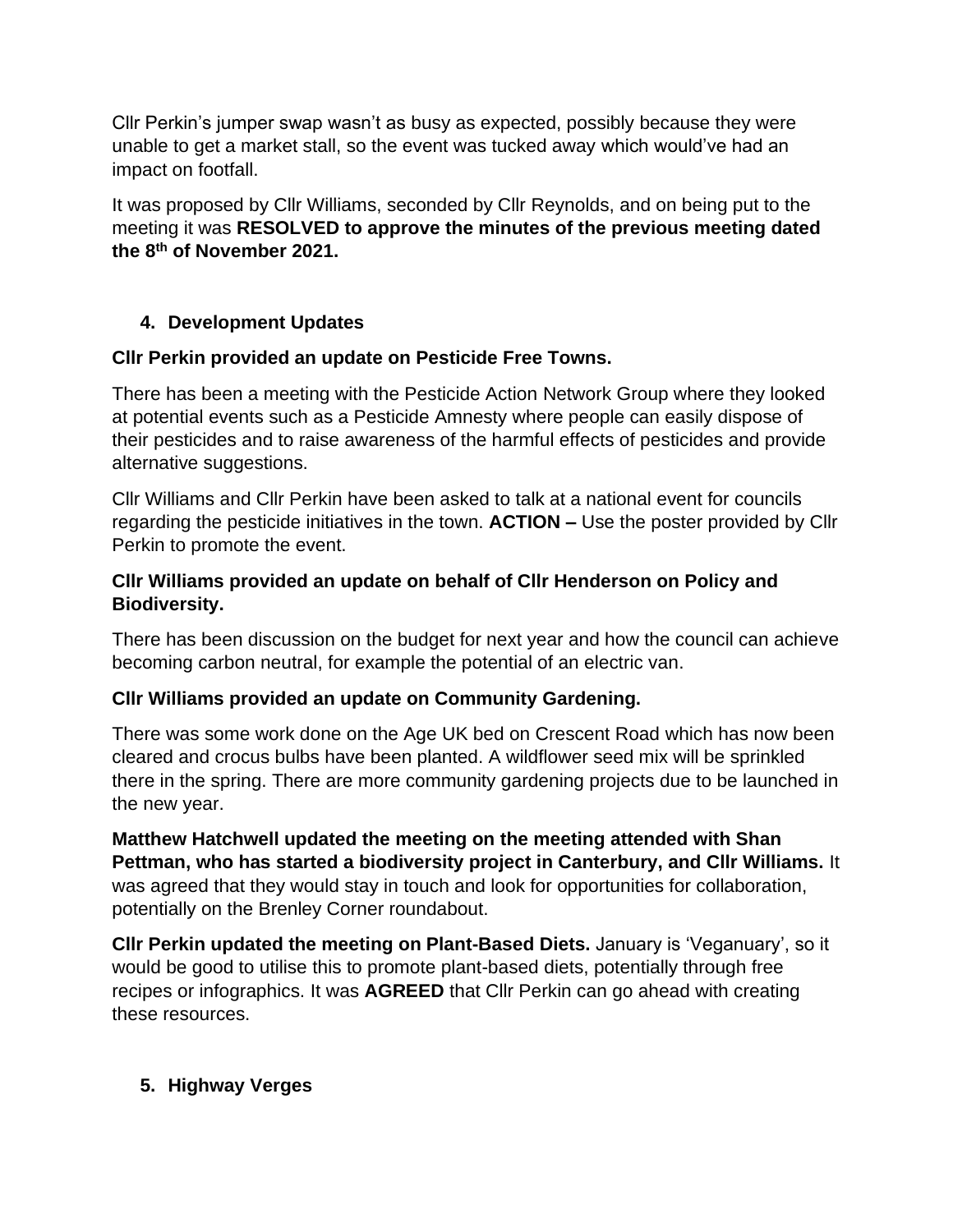Cllr Perkin's jumper swap wasn't as busy as expected, possibly because they were unable to get a market stall, so the event was tucked away which would've had an impact on footfall.

It was proposed by Cllr Williams, seconded by Cllr Reynolds, and on being put to the meeting it was **RESOLVED to approve the minutes of the previous meeting dated the 8th of November 2021.**

4. **Development Updates**

**Cllr Perkin provided an update on Pesticide Free Towns.**

There has been a meeting with the Pesticide Action Network Group where they looked at potential events such as a Pesticide Amnesty where people can easily dispose of their pesticides and to raise awareness of the harmful effects of pesticides and provide alternative suggestions.

Cllr Williams and Cllr Perkin have been asked to talk at a national event for councils regarding the pesticide initiatives in the town. **ACTION –** Use the poster provided by Cllr Perkin to promote the event.

**Cllr Williams provided an update on behalf of Cllr Henderson on Policy and Biodiversity.**

There has been discussion on the budget for next year and how the council can achieve becoming carbon neutral, for example the potential of an electric van.

**Cllr Williams provided an update on Community Gardening.**

There was some work done on the Age UK bed on Crescent Road which has now been cleared and crocus bulbs have been planted. A wildflower seed mix will be sprinkled there in the spring. There are more community gardening projects due to be launched in the new year.

**Matthew Hatchwell updated the meeting on the meeting attended with Shan Pettman, who has started a biodiversity project in Canterbury, and Cllr Williams.** It was agreed that they would stay in touch and look for opportunities for collaboration, potentially on the Brenley Corner roundabout.

**Cllr Perkin updated the meeting on Plant-Based Diets.** January is 'Veganuary', so it would be good to utilise this to promote plant-based diets, potentially through free recipes or infographics. It was **AGREED** that Cllr Perkin can go ahead with creating these resources.

5. **Highway Verges**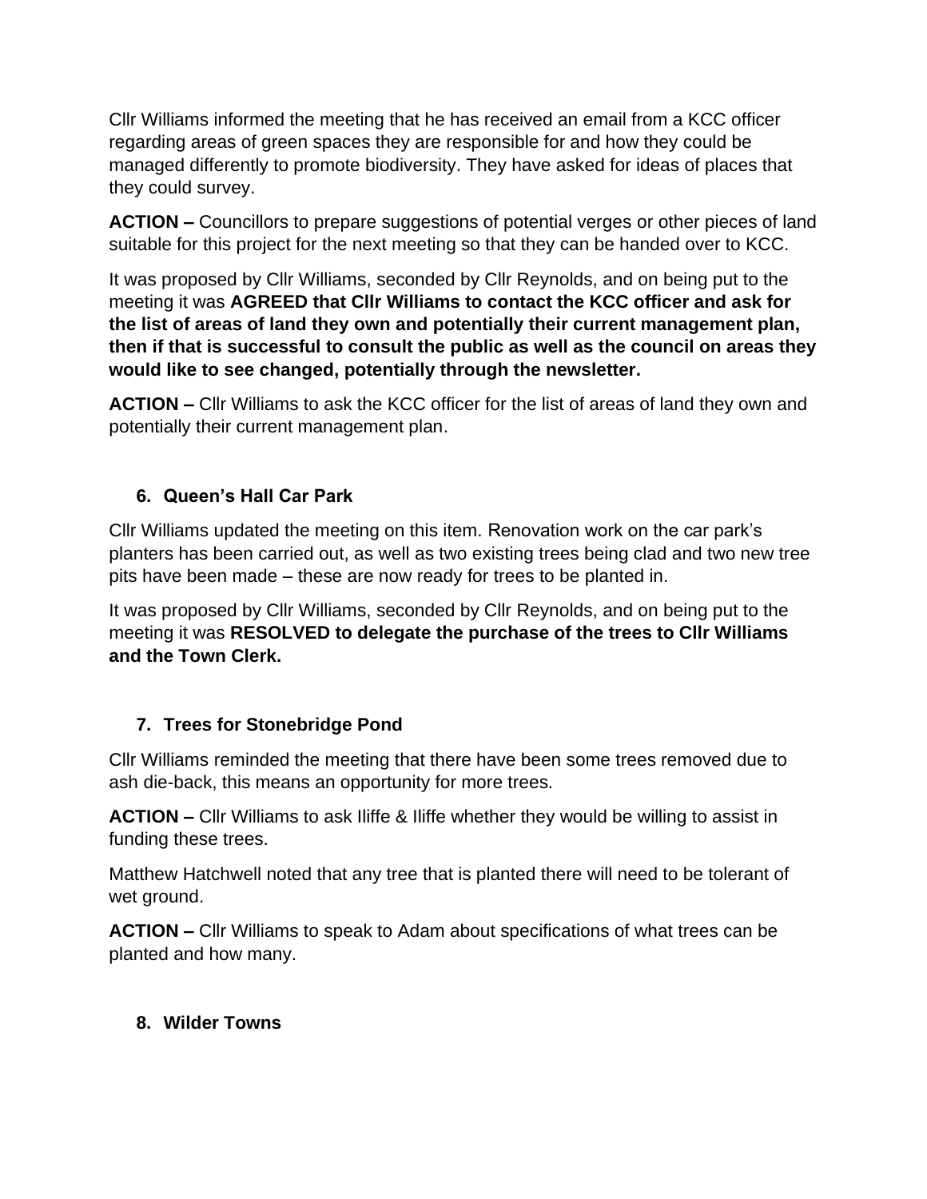Cllr Williams informed the meeting that he has received an email from a KCC officer regarding areas of green spaces they are responsible for and how they could be managed differently to promote biodiversity. They have asked for ideas of places that they could survey.

**ACTION –** Councillors to prepare suggestions of potential verges or other pieces of land suitable for this project for the next meeting so that they can be handed over to KCC.

It was proposed by Cllr Williams, seconded by Cllr Reynolds, and on being put to the meeting it was **AGREED that Cllr Williams to contact the KCC officer and ask for the list of areas of land they own and potentially their current management plan, then if that is successful to consult the public as well as the council on areas they would like to see changed, potentially through the newsletter.**

**ACTION –** Cllr Williams to ask the KCC officer for the list of areas of land they own and potentially their current management plan.

## 6. Queen's Hall Car Park

Cllr Williams updated the meeting on this item. Renovation work on the car park's planters has been carried out, as well as two existing trees being clad and two new tree pits have been made – these are now ready for trees to be planted in.

It was proposed by Cllr Williams, seconded by Cllr Reynolds, and on being put to the meeting it was **RESOLVED to delegate the purchase of the trees to Cllr Williams and the Town Clerk.**

## 7. Trees for Stonebridge Pond

Cllr Williams reminded the meeting that there have been some trees removed due to ash die-back, this means an opportunity for more trees.

**ACTION –** Cllr Williams to ask Iliffe & Iliffe whether they would be willing to assist in funding these trees.

Matthew Hatchwell noted that any tree that is planted there will need to be tolerant of wet ground.

**ACTION –** Cllr Williams to speak to Adam about specifications of what trees can be planted and how many.

## 8. Wilder Towns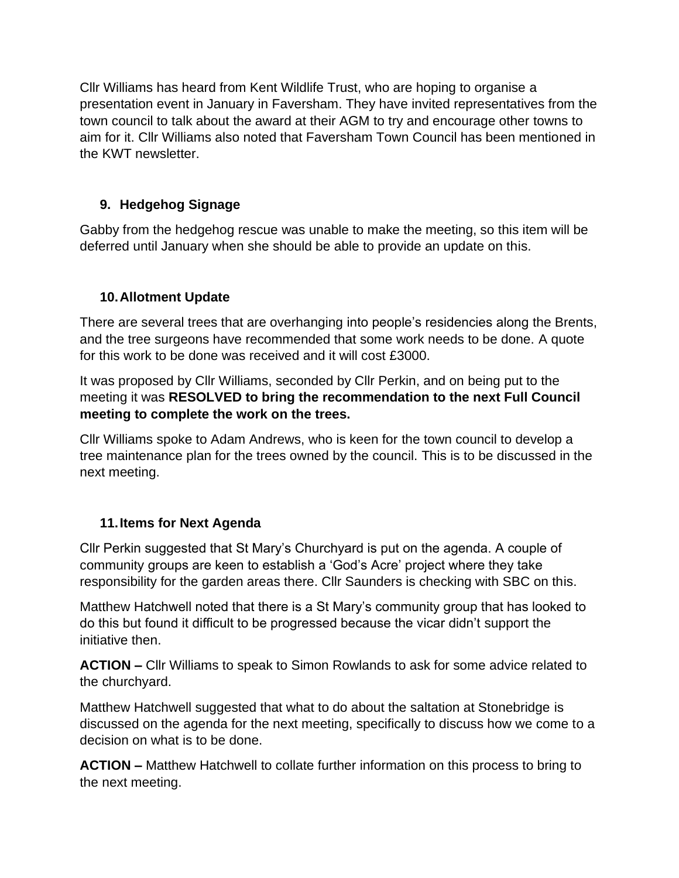Cllr Williams has heard from Kent Wildlife Trust, who are hoping to organise a presentation event in January in Faversham. They have invited representatives from the town council to talk about the award at their AGM to try and encourage other towns to aim for it. Cllr Williams also noted that Faversham Town Council has been mentioned in the KWT newsletter.

## 9. Hedgehog Signage

Gabby from the hedgehog rescue was unable to make the meeting, so this item will be deferred until January when she should be able to provide an update on this.

## 10. Allotment Update

There are several trees that are overhanging into people's residencies along the Brents, and the tree surgeons have recommended that some work needs to be done. A quote for this work to be done was received and it will cost £3000.

It was proposed by Cllr Williams, seconded by Cllr Perkin, and on being put to the meeting it was **RESOLVED to bring the recommendation to the next Full Council meeting to complete the work on the trees.**

Cllr Williams spoke to Adam Andrews, who is keen for the town council to develop a tree maintenance plan for the trees owned by the council. This is to be discussed in the next meeting.

## 11. Items for Next Agenda

Cllr Perkin suggested that St Mary's Churchyard is put on the agenda. A couple of community groups are keen to establish a 'God's Acre' project where they take responsibility for the garden areas there. Cllr Saunders is checking with SBC on this.

Matthew Hatchwell noted that there is a St Mary's community group that has looked to do this but found it difficult to be progressed because the vicar didn't support the initiative then.

**ACTION –** Cllr Williams to speak to Simon Rowlands to ask for some advice related to the churchyard.

Matthew Hatchwell suggested that what to do about the saltation at Stonebridge is discussed on the agenda for the next meeting, specifically to discuss how we come to a decision on what is to be done.

**ACTION –** Matthew Hatchwell to collate further information on this process to bring to the next meeting.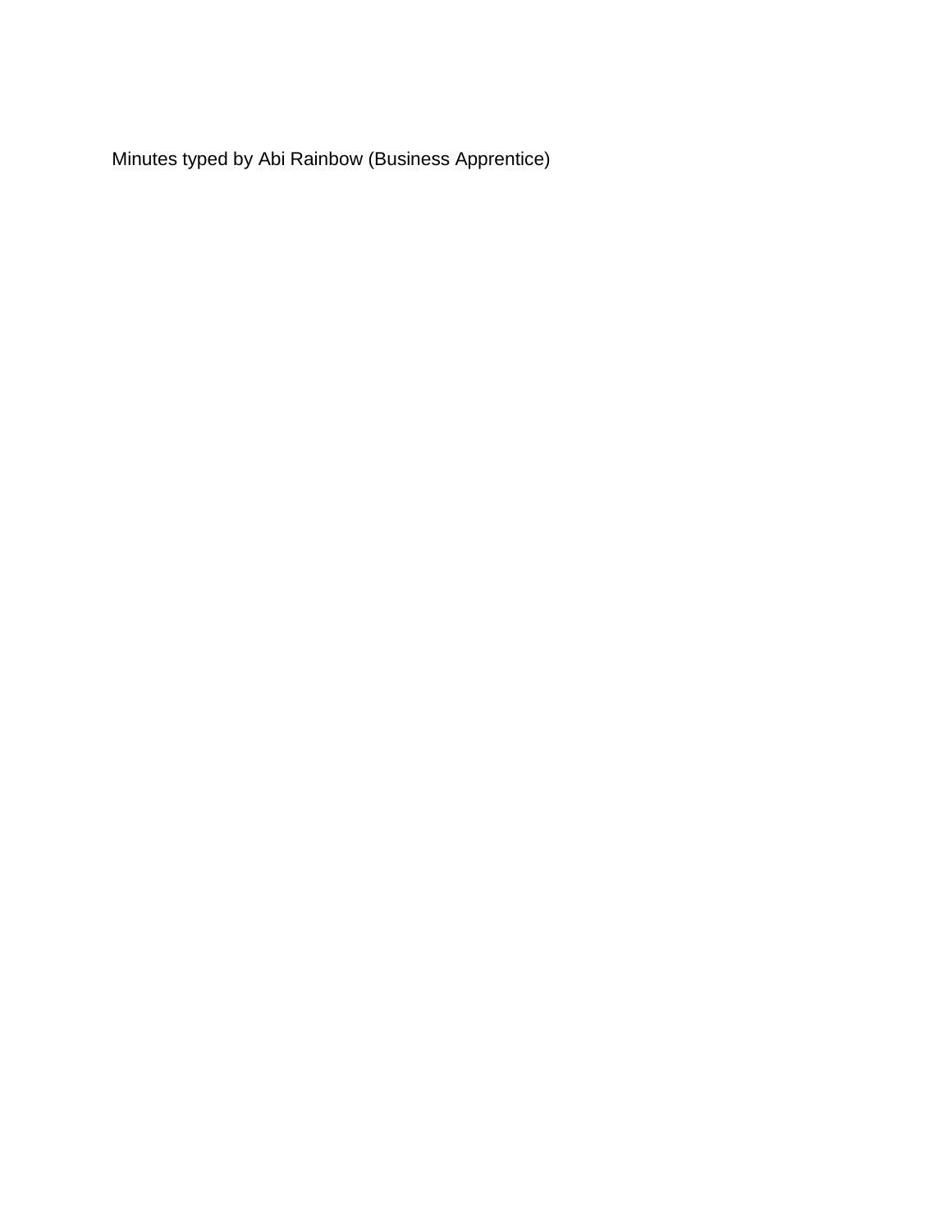Minutes typed by Abi Rainbow (Business Apprentice)